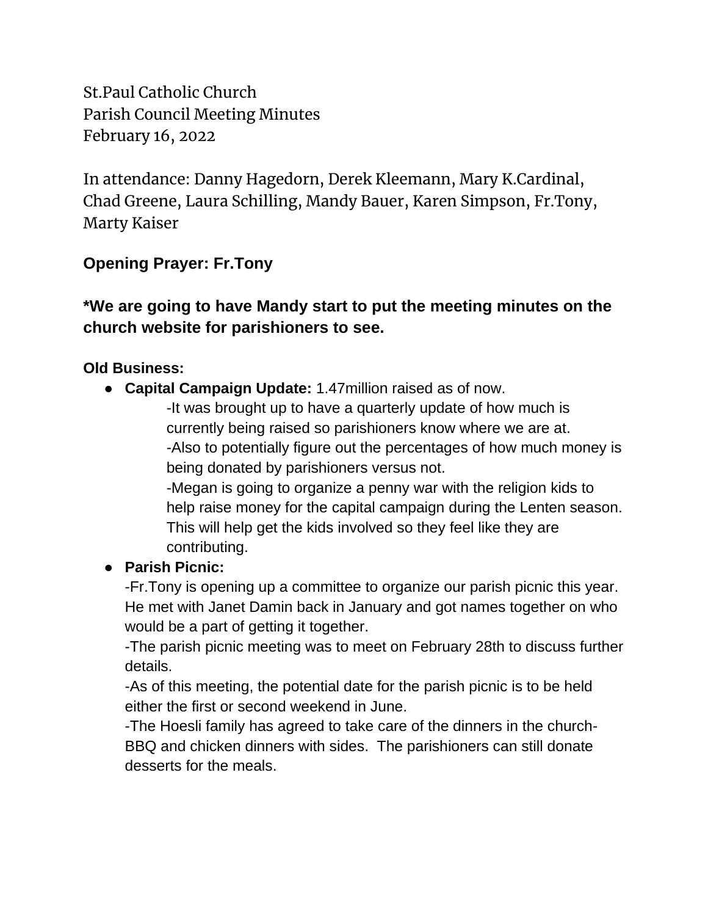St.Paul Catholic Church
Parish Council Meeting Minutes
February 16, 2022

In attendance: Danny Hagedorn, Derek Kleemann, Mary K.Cardinal, Chad Greene, Laura Schilling, Mandy Bauer, Karen Simpson, Fr.Tony, Marty Kaiser

**Opening Prayer: Fr.Tony**

***We are going to have Mandy start to put the meeting minutes on the church website for parishioners to see.**

**Old Business:**

- **Capital Campaign Update:** 1.47million raised as of now.
  - -It was brought up to have a quarterly update of how much is currently being raised so parishioners know where we are at.
  - -Also to potentially figure out the percentages of how much money is being donated by parishioners versus not.
  - -Megan is going to organize a penny war with the religion kids to help raise money for the capital campaign during the Lenten season. This will help get the kids involved so they feel like they are contributing.
- **Parish Picnic:**
  - -Fr.Tony is opening up a committee to organize our parish picnic this year. He met with Janet Damin back in January and got names together on who would be a part of getting it together.
  - -The parish picnic meeting was to meet on February 28th to discuss further details.
  - -As of this meeting, the potential date for the parish picnic is to be held either the first or second weekend in June.
  - -The Hoesli family has agreed to take care of the dinners in the church-BBQ and chicken dinners with sides. The parishioners can still donate desserts for the meals.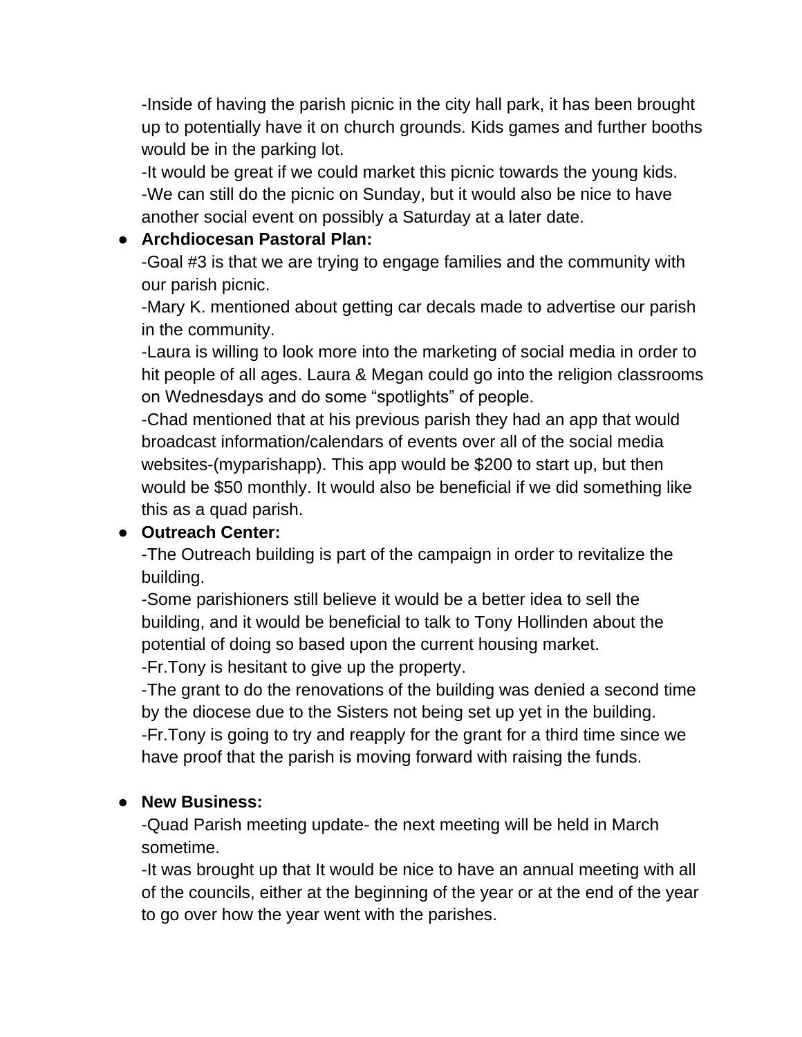-Inside of having the parish picnic in the city hall park, it has been brought up to potentially have it on church grounds. Kids games and further booths would be in the parking lot.
-It would be great if we could market this picnic towards the young kids.
-We can still do the picnic on Sunday, but it would also be nice to have another social event on possibly a Saturday at a later date.

- **Archdiocesan Pastoral Plan:**
  -Goal #3 is that we are trying to engage families and the community with our parish picnic.
  -Mary K. mentioned about getting car decals made to advertise our parish in the community.
  -Laura is willing to look more into the marketing of social media in order to hit people of all ages. Laura & Megan could go into the religion classrooms on Wednesdays and do some "spotlights" of people.
  -Chad mentioned that at his previous parish they had an app that would broadcast information/calendars of events over all of the social media websites-(myparishapp). This app would be $200 to start up, but then would be $50 monthly. It would also be beneficial if we did something like this as a quad parish.
- **Outreach Center:**
  -The Outreach building is part of the campaign in order to revitalize the building.
  -Some parishioners still believe it would be a better idea to sell the building, and it would be beneficial to talk to Tony Hollinden about the potential of doing so based upon the current housing market.
  -Fr.Tony is hesitant to give up the property.
  -The grant to do the renovations of the building was denied a second time by the diocese due to the Sisters not being set up yet in the building.
  -Fr.Tony is going to try and reapply for the grant for a third time since we have proof that the parish is moving forward with raising the funds.

- **New Business:**
  -Quad Parish meeting update- the next meeting will be held in March sometime.
  -It was brought up that It would be nice to have an annual meeting with all of the councils, either at the beginning of the year or at the end of the year to go over how the year went with the parishes.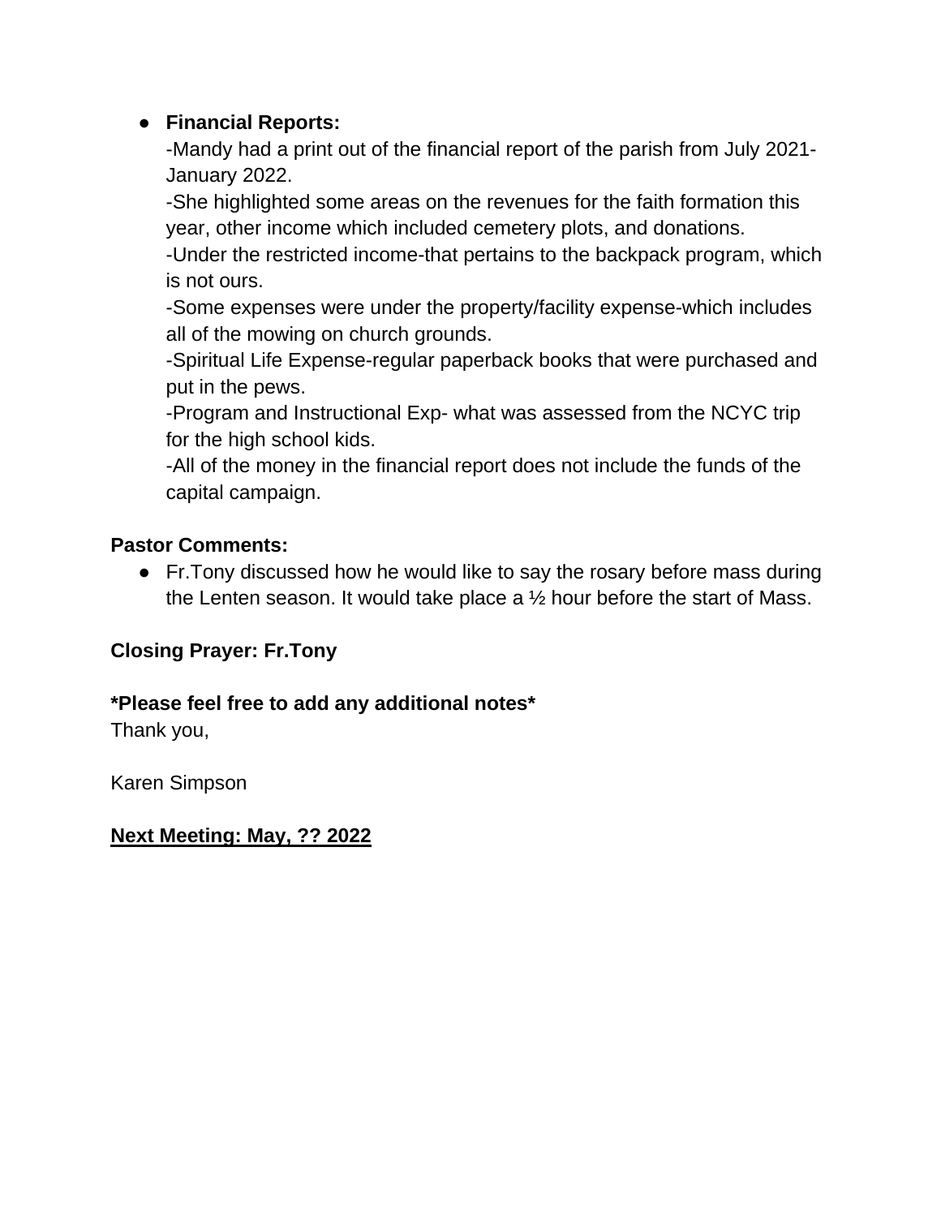- **Financial Reports:**
  -Mandy had a print out of the financial report of the parish from July 2021-January 2022.
  -She highlighted some areas on the revenues for the faith formation this year, other income which included cemetery plots, and donations.
  -Under the restricted income-that pertains to the backpack program, which is not ours.
  -Some expenses were under the property/facility expense-which includes all of the mowing on church grounds.
  -Spiritual Life Expense-regular paperback books that were purchased and put in the pews.
  -Program and Instructional Exp- what was assessed from the NCYC trip for the high school kids.
  -All of the money in the financial report does not include the funds of the capital campaign.

**Pastor Comments:**

- Fr.Tony discussed how he would like to say the rosary before mass during the Lenten season. It would take place a ½ hour before the start of Mass.

**Closing Prayer: Fr.Tony**

***Please feel free to add any additional notes***

Thank you,

Karen Simpson

**<u>Next Meeting: May, ?? 2022</u>**